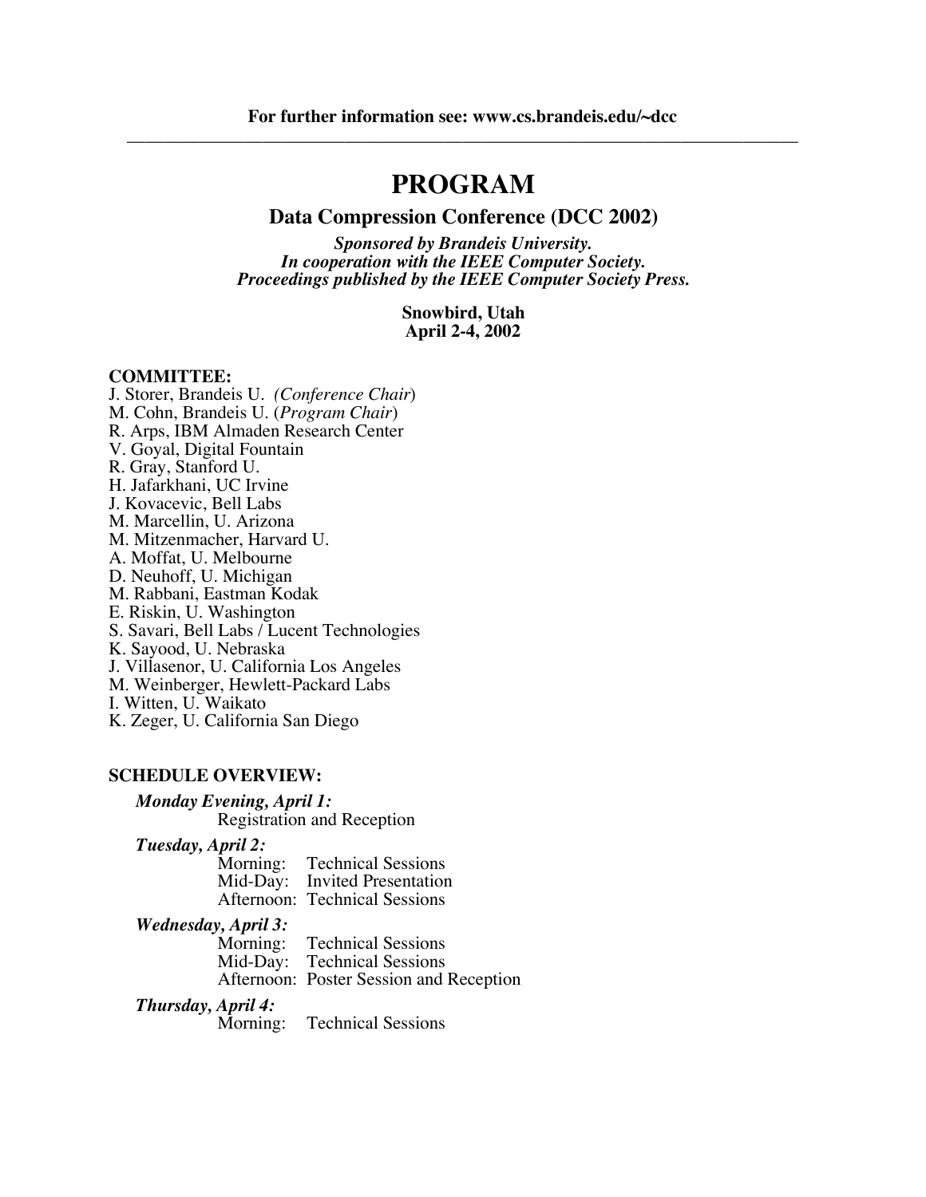**For further information see: www.cs.brandeis.edu/~dcc**

---

# PROGRAM

## Data Compression Conference (DCC 2002)

***Sponsored by Brandeis University.***
***In cooperation with the IEEE Computer Society.***
***Proceedings published by the IEEE Computer Society Press.***

**Snowbird, Utah**
**April 2-4, 2002**

**COMMITTEE:**

J. Storer, Brandeis U. (*Conference Chair*)
M. Cohn, Brandeis U. (*Program Chair*)
R. Arps, IBM Almaden Research Center
V. Goyal, Digital Fountain
R. Gray, Stanford U.
H. Jafarkhani, UC Irvine
J. Kovacevic, Bell Labs
M. Marcellin, U. Arizona
M. Mitzenmacher, Harvard U.
A. Moffat, U. Melbourne
D. Neuhoff, U. Michigan
M. Rabbani, Eastman Kodak
E. Riskin, U. Washington
S. Savari, Bell Labs / Lucent Technologies
K. Sayood, U. Nebraska
J. Villasenor, U. California Los Angeles
M. Weinberger, Hewlett-Packard Labs
I. Witten, U. Waikato
K. Zeger, U. California San Diego

**SCHEDULE OVERVIEW:**

***Monday Evening, April 1:***
Registration and Reception

***Tuesday, April 2:***
Morning: Technical Sessions
Mid-Day: Invited Presentation
Afternoon: Technical Sessions

***Wednesday, April 3:***
Morning: Technical Sessions
Mid-Day: Technical Sessions
Afternoon: Poster Session and Reception

***Thursday, April 4:***
Morning: Technical Sessions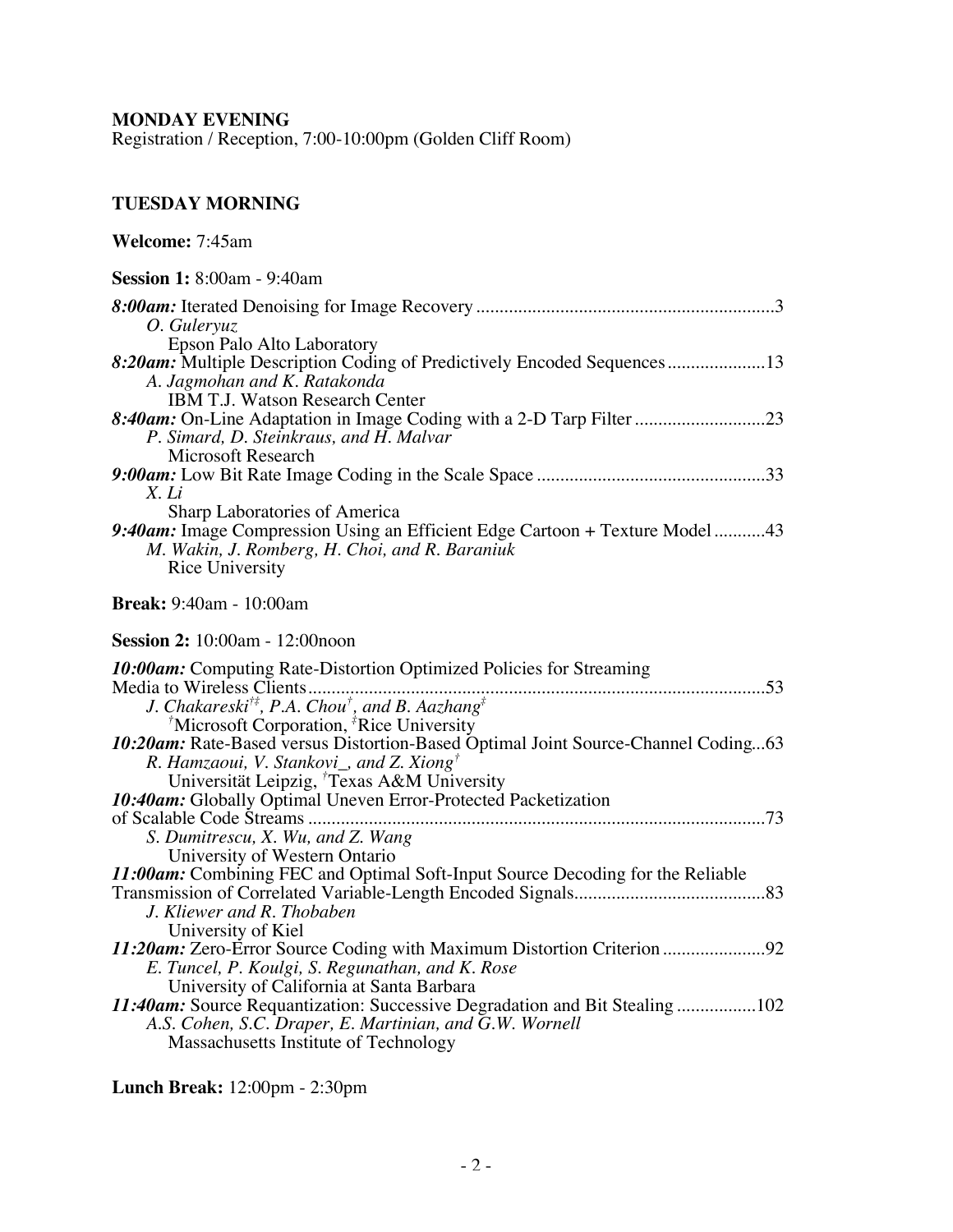**MONDAY EVENING**
Registration / Reception, 7:00-10:00pm (Golden Cliff Room)

**TUESDAY MORNING**

**Welcome:** 7:45am

**Session 1:** 8:00am - 9:40am

***8:00am:*** Iterated Denoising for Image Recovery ....................................................................3
*O. Guleryuz*
Epson Palo Alto Laboratory

***8:20am:*** Multiple Description Coding of Predictively Encoded Sequences.....................13
*A. Jagmohan and K. Ratakonda*
IBM T.J. Watson Research Center

***8:40am:*** On-Line Adaptation in Image Coding with a 2-D Tarp Filter ............................23
*P. Simard, D. Steinkraus, and H. Malvar*
Microsoft Research

***9:00am:*** Low Bit Rate Image Coding in the Scale Space .................................................33
*X. Li*
Sharp Laboratories of America

***9:40am:*** Image Compression Using an Efficient Edge Cartoon + Texture Model ...........43
*M. Wakin, J. Romberg, H. Choi, and R. Baraniuk*
Rice University

**Break:** 9:40am - 10:00am

**Session 2:** 10:00am - 12:00noon

***10:00am:*** Computing Rate-Distortion Optimized Policies for Streaming Media to Wireless Clients...................................................................................................53
*J. Chakareski[†‡], P.A. Chou[†], and B. Aazhang[‡]*
[†]Microsoft Corporation, [‡]Rice University

***10:20am:*** Rate-Based versus Distortion-Based Optimal Joint Source-Channel Coding...63
*R. Hamzaoui, V. Stankovi_, and Z. Xiong[†]*
Universität Leipzig, [†]Texas A&M University

***10:40am:*** Globally Optimal Uneven Error-Protected Packetization of Scalable Code Streams ..................................................................................................73
*S. Dumitrescu, X. Wu, and Z. Wang*
University of Western Ontario

***11:00am:*** Combining FEC and Optimal Soft-Input Source Decoding for the Reliable Transmission of Correlated Variable-Length Encoded Signals..........................................83
*J. Kliewer and R. Thobaben*
University of Kiel

***11:20am:*** Zero-Error Source Coding with Maximum Distortion Criterion ......................92
*E. Tuncel, P. Koulgi, S. Regunathan, and K. Rose*
University of California at Santa Barbara

***11:40am:*** Source Requantization: Successive Degradation and Bit Stealing .................102
*A.S. Cohen, S.C. Draper, E. Martinian, and G.W. Wornell*
Massachusetts Institute of Technology

**Lunch Break:** 12:00pm - 2:30pm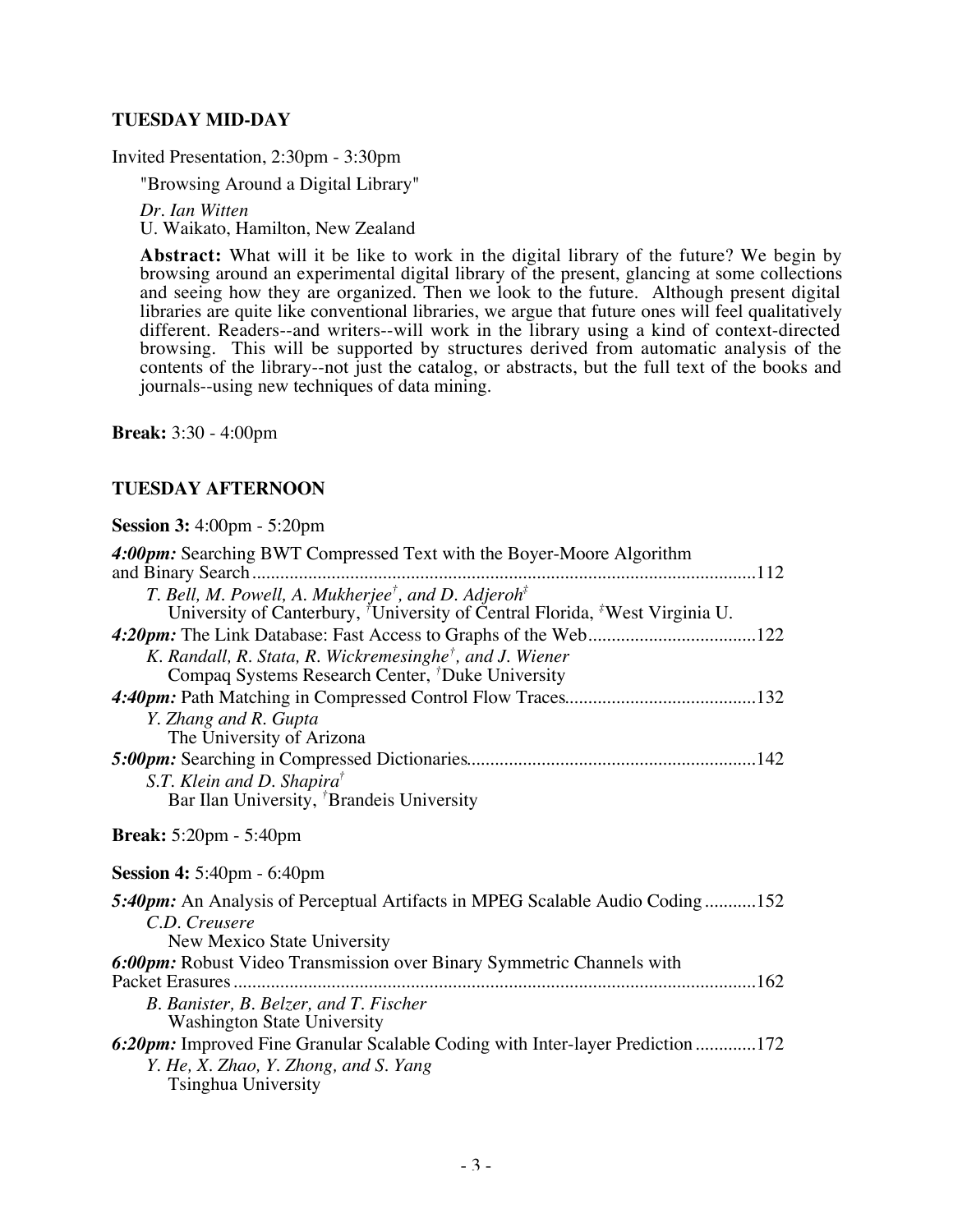## TUESDAY MID-DAY

Invited Presentation, 2:30pm - 3:30pm

"Browsing Around a Digital Library"

*Dr. Ian Witten*
U. Waikato, Hamilton, New Zealand

**Abstract:** What will it be like to work in the digital library of the future? We begin by browsing around an experimental digital library of the present, glancing at some collections and seeing how they are organized. Then we look to the future. Although present digital libraries are quite like conventional libraries, we argue that future ones will feel qualitatively different. Readers--and writers--will work in the library using a kind of context-directed browsing. This will be supported by structures derived from automatic analysis of the contents of the library--not just the catalog, or abstracts, but the full text of the books and journals--using new techniques of data mining.

**Break:** 3:30 - 4:00pm

## TUESDAY AFTERNOON

**Session 3:** 4:00pm - 5:20pm

***4:00pm:*** Searching BWT Compressed Text with the Boyer-Moore Algorithm and Binary Search ....... 112
*T. Bell, M. Powell, A. Mukherjee[†], and D. Adjeroh[‡]*
University of Canterbury, [†]University of Central Florida, [‡]West Virginia U.

***4:20pm:*** The Link Database: Fast Access to Graphs of the Web ....... 122
*K. Randall, R. Stata, R. Wickremesinghe[†], and J. Wiener*
Compaq Systems Research Center, [†]Duke University

***4:40pm:*** Path Matching in Compressed Control Flow Traces ....... 132
*Y. Zhang and R. Gupta*
The University of Arizona

***5:00pm:*** Searching in Compressed Dictionaries ....... 142
*S.T. Klein and D. Shapira[†]*
Bar Ilan University, [†]Brandeis University

**Break:** 5:20pm - 5:40pm

**Session 4:** 5:40pm - 6:40pm

***5:40pm:*** An Analysis of Perceptual Artifacts in MPEG Scalable Audio Coding ....... 152
*C.D. Creusere*
New Mexico State University

***6:00pm:*** Robust Video Transmission over Binary Symmetric Channels with Packet Erasures ....... 162
*B. Banister, B. Belzer, and T. Fischer*
Washington State University

***6:20pm:*** Improved Fine Granular Scalable Coding with Inter-layer Prediction ....... 172
*Y. He, X. Zhao, Y. Zhong, and S. Yang*
Tsinghua University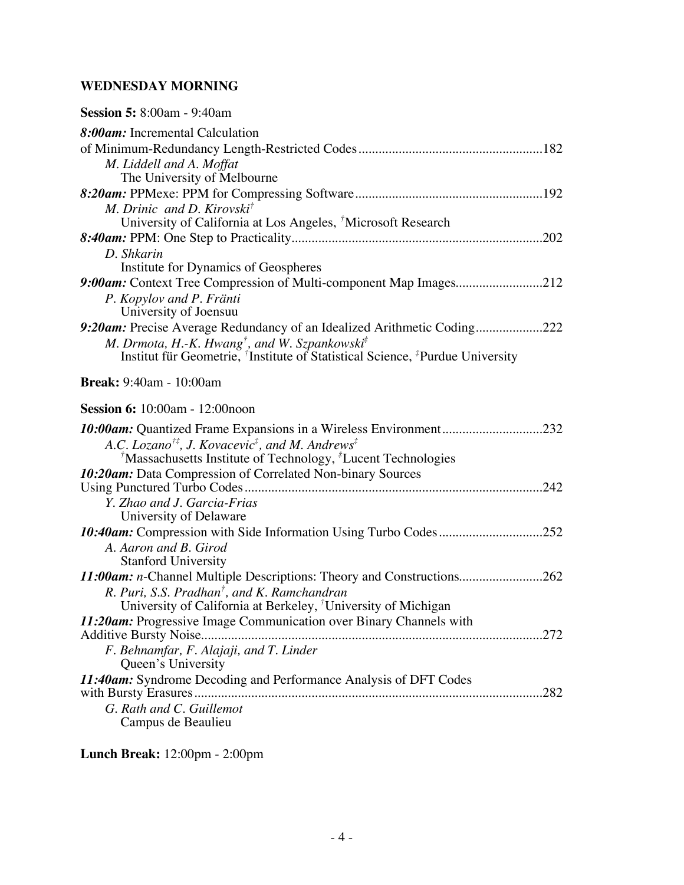## WEDNESDAY MORNING

**Session 5:** 8:00am - 9:40am

***8:00am:*** Incremental Calculation of Minimum-Redundancy Length-Restricted Codes....182
*M. Liddell and A. Moffat*
The University of Melbourne

***8:20am:*** PPMexe: PPM for Compressing Software....192
*M. Drinic and D. Kirovski*[†]
University of California at Los Angeles, [†]Microsoft Research

***8:40am:*** PPM: One Step to Practicality....202
*D. Shkarin*
Institute for Dynamics of Geospheres

***9:00am:*** Context Tree Compression of Multi-component Map Images....212
*P. Kopylov and P. Fränti*
University of Joensuu

***9:20am:*** Precise Average Redundancy of an Idealized Arithmetic Coding....222
*M. Drmota, H.-K. Hwang*[†]*, and W. Szpankowski*[‡]
Institut für Geometrie, [†]Institute of Statistical Science, [‡]Purdue University

**Break:** 9:40am - 10:00am

**Session 6:** 10:00am - 12:00noon

***10:00am:*** Quantized Frame Expansions in a Wireless Environment....232
*A.C. Lozano*[†‡]*, J. Kovacevic*[‡]*, and M. Andrews*[‡]
[†]Massachusetts Institute of Technology, [‡]Lucent Technologies

***10:20am:*** Data Compression of Correlated Non-binary Sources Using Punctured Turbo Codes....242
*Y. Zhao and J. Garcia-Frias*
University of Delaware

***10:40am:*** Compression with Side Information Using Turbo Codes....252
*A. Aaron and B. Girod*
Stanford University

***11:00am:*** *n*-Channel Multiple Descriptions: Theory and Constructions....262
*R. Puri, S.S. Pradhan*[†]*, and K. Ramchandran*
University of California at Berkeley, [†]University of Michigan

***11:20am:*** Progressive Image Communication over Binary Channels with Additive Bursty Noise....272
*F. Behnamfar, F. Alajaji, and T. Linder*
Queen's University

***11:40am:*** Syndrome Decoding and Performance Analysis of DFT Codes with Bursty Erasures....282
*G. Rath and C. Guillemot*
Campus de Beaulieu

**Lunch Break:** 12:00pm - 2:00pm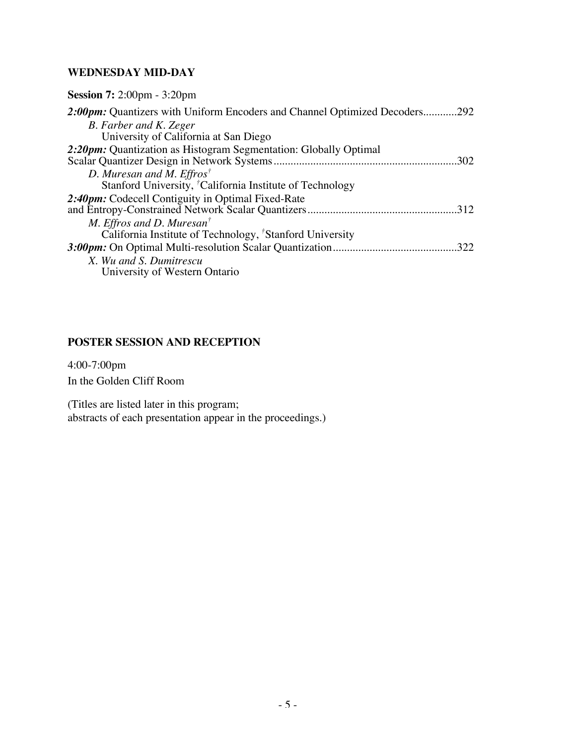## WEDNESDAY MID-DAY

**Session 7:** 2:00pm - 3:20pm

***2:00pm:*** Quantizers with Uniform Encoders and Channel Optimized Decoders............292
*B. Farber and K. Zeger*
University of California at San Diego

***2:20pm:*** Quantization as Histogram Segmentation: Globally Optimal Scalar Quantizer Design in Network Systems................................................................302
*D. Muresan and M. Effros*[†]
Stanford University, [†]California Institute of Technology

***2:40pm:*** Codecell Contiguity in Optimal Fixed-Rate and Entropy-Constrained Network Scalar Quantizers....................................................312
*M. Effros and D. Muresan*[†]
California Institute of Technology, [†]Stanford University

***3:00pm:*** On Optimal Multi-resolution Scalar Quantization...........................................322
*X. Wu and S. Dumitrescu*
University of Western Ontario

## POSTER SESSION AND RECEPTION

4:00-7:00pm

In the Golden Cliff Room

(Titles are listed later in this program;
abstracts of each presentation appear in the proceedings.)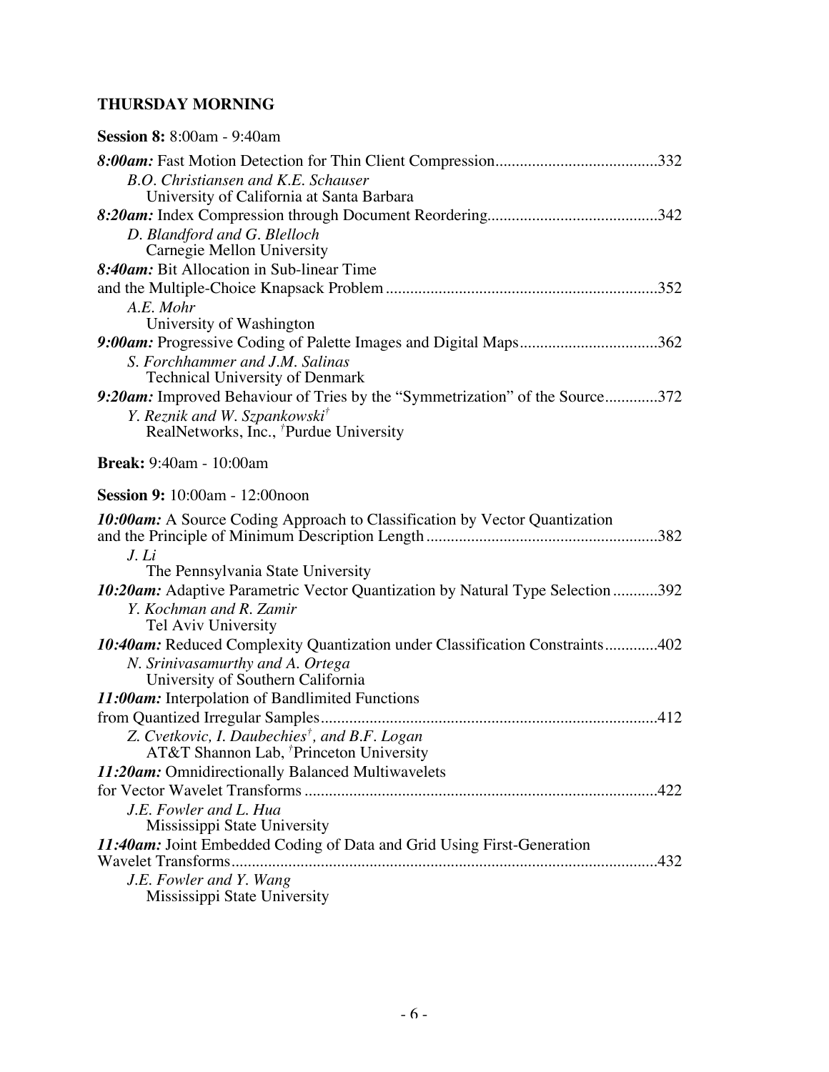## THURSDAY MORNING

**Session 8:** 8:00am - 9:40am

***8:00am:*** Fast Motion Detection for Thin Client Compression........................................332
*B.O. Christiansen and K.E. Schauser*
University of California at Santa Barbara

***8:20am:*** Index Compression through Document Reordering..........................................342
*D. Blandford and G. Blelloch*
Carnegie Mellon University

***8:40am:*** Bit Allocation in Sub-linear Time
and the Multiple-Choice Knapsack Problem ..................................................................352
*A.E. Mohr*
University of Washington

***9:00am:*** Progressive Coding of Palette Images and Digital Maps..................................362
*S. Forchhammer and J.M. Salinas*
Technical University of Denmark

***9:20am:*** Improved Behaviour of Tries by the "Symmetrization" of the Source.............372
*Y. Reznik and W. Szpankowski*[†]
RealNetworks, Inc., [†]Purdue University

**Break:** 9:40am - 10:00am

**Session 9:** 10:00am - 12:00noon

***10:00am:*** A Source Coding Approach to Classification by Vector Quantization
and the Principle of Minimum Description Length .........................................................382
*J. Li*
The Pennsylvania State University

***10:20am:*** Adaptive Parametric Vector Quantization by Natural Type Selection ...........392
*Y. Kochman and R. Zamir*
Tel Aviv University

***10:40am:*** Reduced Complexity Quantization under Classification Constraints.............402
*N. Srinivasamurthy and A. Ortega*
University of Southern California

***11:00am:*** Interpolation of Bandlimited Functions
from Quantized Irregular Samples...................................................................................412
*Z. Cvetkovic, I. Daubechies*[†]*, and B.F. Logan*
AT&T Shannon Lab, [†]Princeton University

***11:20am:*** Omnidirectionally Balanced Multiwavelets
for Vector Wavelet Transforms ......................................................................................422
*J.E. Fowler and L. Hua*
Mississippi State University

***11:40am:*** Joint Embedded Coding of Data and Grid Using First-Generation
Wavelet Transforms........................................................................................................432
*J.E. Fowler and Y. Wang*
Mississippi State University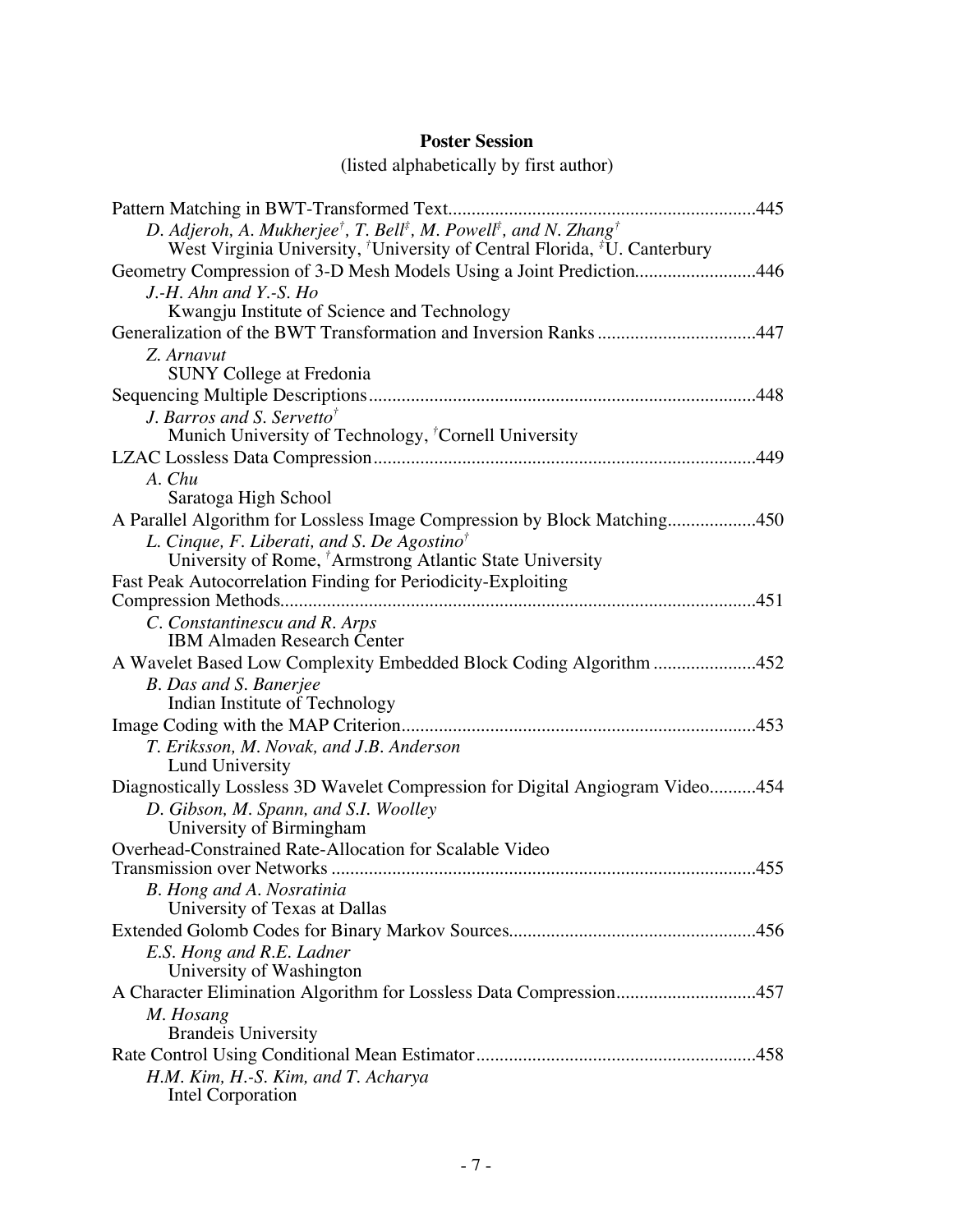## Poster Session

(listed alphabetically by first author)

Pattern Matching in BWT-Transformed Text .......... 445
*D. Adjeroh, A. Mukherjee[†], T. Bell[‡], M. Powell[‡], and N. Zhang[†]*
West Virginia University, [†]University of Central Florida, [‡]U. Canterbury

Geometry Compression of 3-D Mesh Models Using a Joint Prediction .......... 446
*J.-H. Ahn and Y.-S. Ho*
Kwangju Institute of Science and Technology

Generalization of the BWT Transformation and Inversion Ranks .......... 447
*Z. Arnavut*
SUNY College at Fredonia

Sequencing Multiple Descriptions .......... 448
*J. Barros and S. Servetto[†]*
Munich University of Technology, [†]Cornell University

LZAC Lossless Data Compression .......... 449
*A. Chu*
Saratoga High School

A Parallel Algorithm for Lossless Image Compression by Block Matching .......... 450
*L. Cinque, F. Liberati, and S. De Agostino[†]*
University of Rome, [†]Armstrong Atlantic State University

Fast Peak Autocorrelation Finding for Periodicity-Exploiting Compression Methods .......... 451
*C. Constantinescu and R. Arps*
IBM Almaden Research Center

A Wavelet Based Low Complexity Embedded Block Coding Algorithm .......... 452
*B. Das and S. Banerjee*
Indian Institute of Technology

Image Coding with the MAP Criterion .......... 453
*T. Eriksson, M. Novak, and J.B. Anderson*
Lund University

Diagnostically Lossless 3D Wavelet Compression for Digital Angiogram Video .......... 454
*D. Gibson, M. Spann, and S.I. Woolley*
University of Birmingham

Overhead-Constrained Rate-Allocation for Scalable Video Transmission over Networks .......... 455
*B. Hong and A. Nosratinia*
University of Texas at Dallas

Extended Golomb Codes for Binary Markov Sources .......... 456
*E.S. Hong and R.E. Ladner*
University of Washington

A Character Elimination Algorithm for Lossless Data Compression .......... 457
*M. Hosang*
Brandeis University

Rate Control Using Conditional Mean Estimator .......... 458
*H.M. Kim, H.-S. Kim, and T. Acharya*
Intel Corporation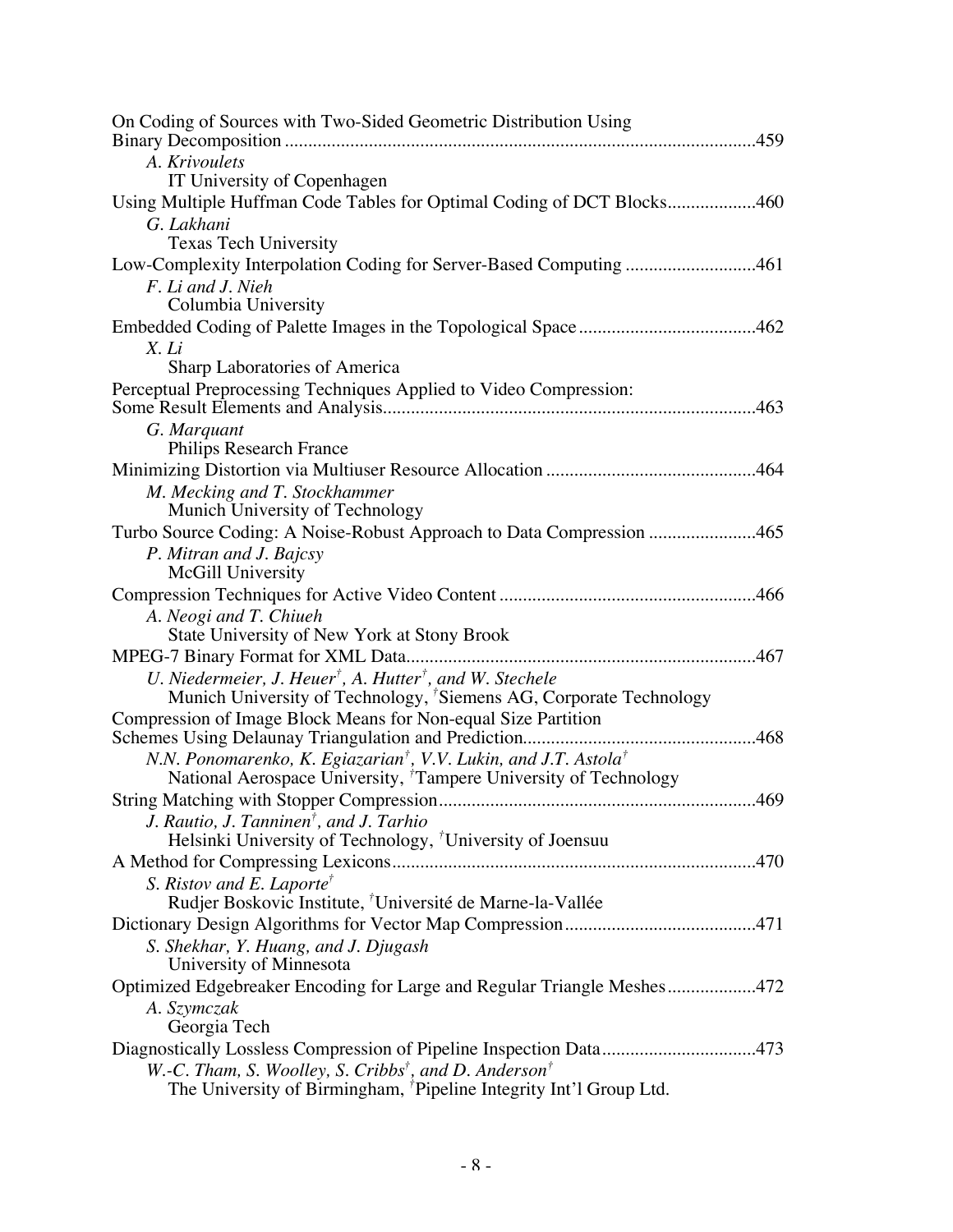On Coding of Sources with Two-Sided Geometric Distribution Using Binary Decomposition ....................................................................................................459

*A. Krivoulets*
IT University of Copenhagen

Using Multiple Huffman Code Tables for Optimal Coding of DCT Blocks..................460

*G. Lakhani*
Texas Tech University

Low-Complexity Interpolation Coding for Server-Based Computing ...........................461

*F. Li and J. Nieh*
Columbia University

Embedded Coding of Palette Images in the Topological Space.....................................462

*X. Li*
Sharp Laboratories of America

Perceptual Preprocessing Techniques Applied to Video Compression: Some Result Elements and Analysis...............................................................................463

*G. Marquant*
Philips Research France

Minimizing Distortion via Multiuser Resource Allocation ............................................464

*M. Mecking and T. Stockhammer*
Munich University of Technology

Turbo Source Coding: A Noise-Robust Approach to Data Compression ......................465

*P. Mitran and J. Bajcsy*
McGill University

Compression Techniques for Active Video Content......................................................466

*A. Neogi and T. Chiueh*
State University of New York at Stony Brook

MPEG-7 Binary Format for XML Data..........................................................................467

*U. Niedermeier, J. Heuer†, A. Hutter†, and W. Stechele*
Munich University of Technology, †Siemens AG, Corporate Technology

Compression of Image Block Means for Non-equal Size Partition Schemes Using Delaunay Triangulation and Prediction.................................................468

*N.N. Ponomarenko, K. Egiazarian†, V.V. Lukin, and J.T. Astola†*
National Aerospace University, †Tampere University of Technology

String Matching with Stopper Compression...................................................................469

*J. Rautio, J. Tanninen†, and J. Tarhio*
Helsinki University of Technology, †University of Joensuu

A Method for Compressing Lexicons.............................................................................470

*S. Ristov and E. Laporte†*
Rudjer Boskovic Institute, †Université de Marne-la-Vallée

Dictionary Design Algorithms for Vector Map Compression........................................471

*S. Shekhar, Y. Huang, and J. Djugash*
University of Minnesota

Optimized Edgebreaker Encoding for Large and Regular Triangle Meshes..................472

*A. Szymczak*
Georgia Tech

Diagnostically Lossless Compression of Pipeline Inspection Data................................473

*W.-C. Tham, S. Woolley, S. Cribbs†, and D. Anderson†*
The University of Birmingham, †Pipeline Integrity Int'l Group Ltd.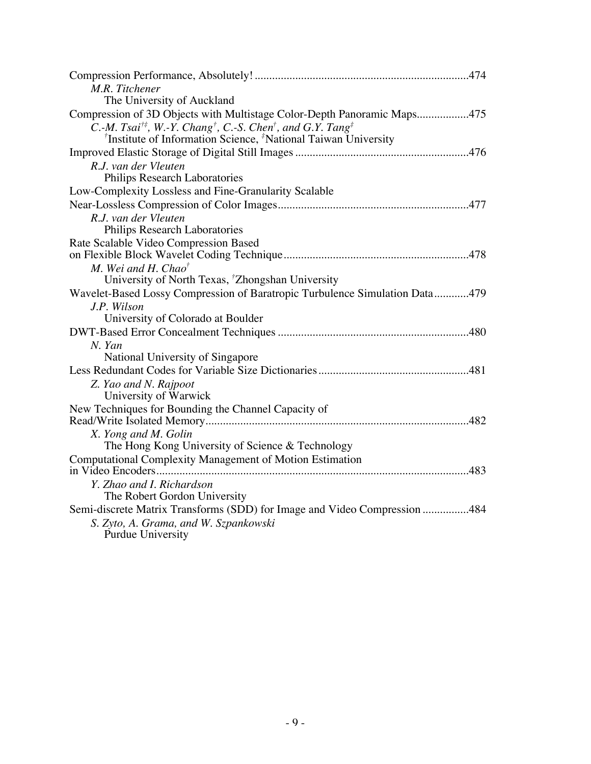Compression Performance, Absolutely! ......................................................................... 474

*M.R. Titchener*
The University of Auckland

Compression of 3D Objects with Multistage Color-Depth Panoramic Maps.................. 475

*C.-M. Tsai[†‡], W.-Y. Chang[†], C.-S. Chen[†], and G.Y. Tang[‡]*
[†]Institute of Information Science, [‡]National Taiwan University

Improved Elastic Storage of Digital Still Images ........................................................... 476

*R.J. van der Vleuten*
Philips Research Laboratories

Low-Complexity Lossless and Fine-Granularity Scalable
Near-Lossless Compression of Color Images ................................................................. 477

*R.J. van der Vleuten*
Philips Research Laboratories

Rate Scalable Video Compression Based
on Flexible Block Wavelet Coding Technique ................................................................ 478

*M. Wei and H. Chao[†]*
University of North Texas, [†]Zhongshan University

Wavelet-Based Lossy Compression of Baratropic Turbulence Simulation Data ............ 479

*J.P. Wilson*
University of Colorado at Boulder

DWT-Based Error Concealment Techniques .................................................................. 480

*N. Yan*
National University of Singapore

Less Redundant Codes for Variable Size Dictionaries .................................................... 481

*Z. Yao and N. Rajpoot*
University of Warwick

New Techniques for Bounding the Channel Capacity of
Read/Write Isolated Memory .......................................................................................... 482

*X. Yong and M. Golin*
The Hong Kong University of Science & Technology

Computational Complexity Management of Motion Estimation
in Video Encoders ........................................................................................................... 483

*Y. Zhao and I. Richardson*
The Robert Gordon University

Semi-discrete Matrix Transforms (SDD) for Image and Video Compression ................ 484

*S. Zyto, A. Grama, and W. Szpankowski*
Purdue University